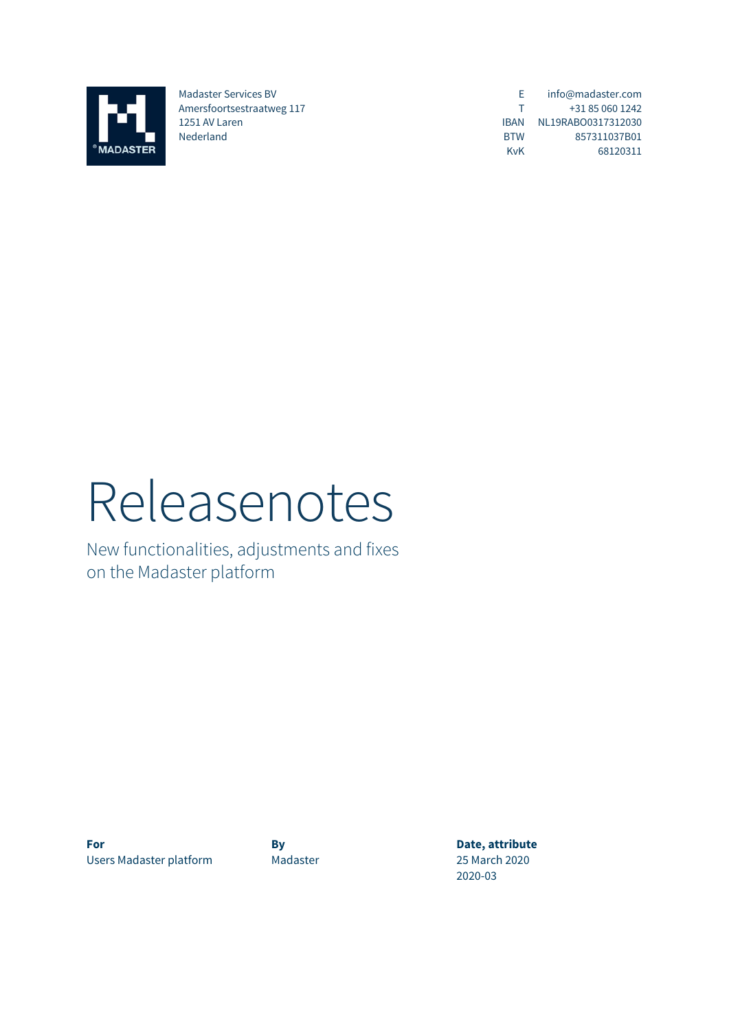Madaster Services BV
Amersfoortsestraatweg 117
1251 AV Laren
Nederland

| | |
|---|---|
| E | info@madaster.com |
| T | +31 85 060 1242 |
| IBAN | NL19RABO0317312030 |
| BTW | 857311037B01 |
| KvK | 68120311 |

# Releasenotes

New functionalities, adjustments and fixes on the Madaster platform

| For | By | Date, attribute |
|---|---|---|
| Users Madaster platform | Madaster | 25 March 2020<br>2020-03 |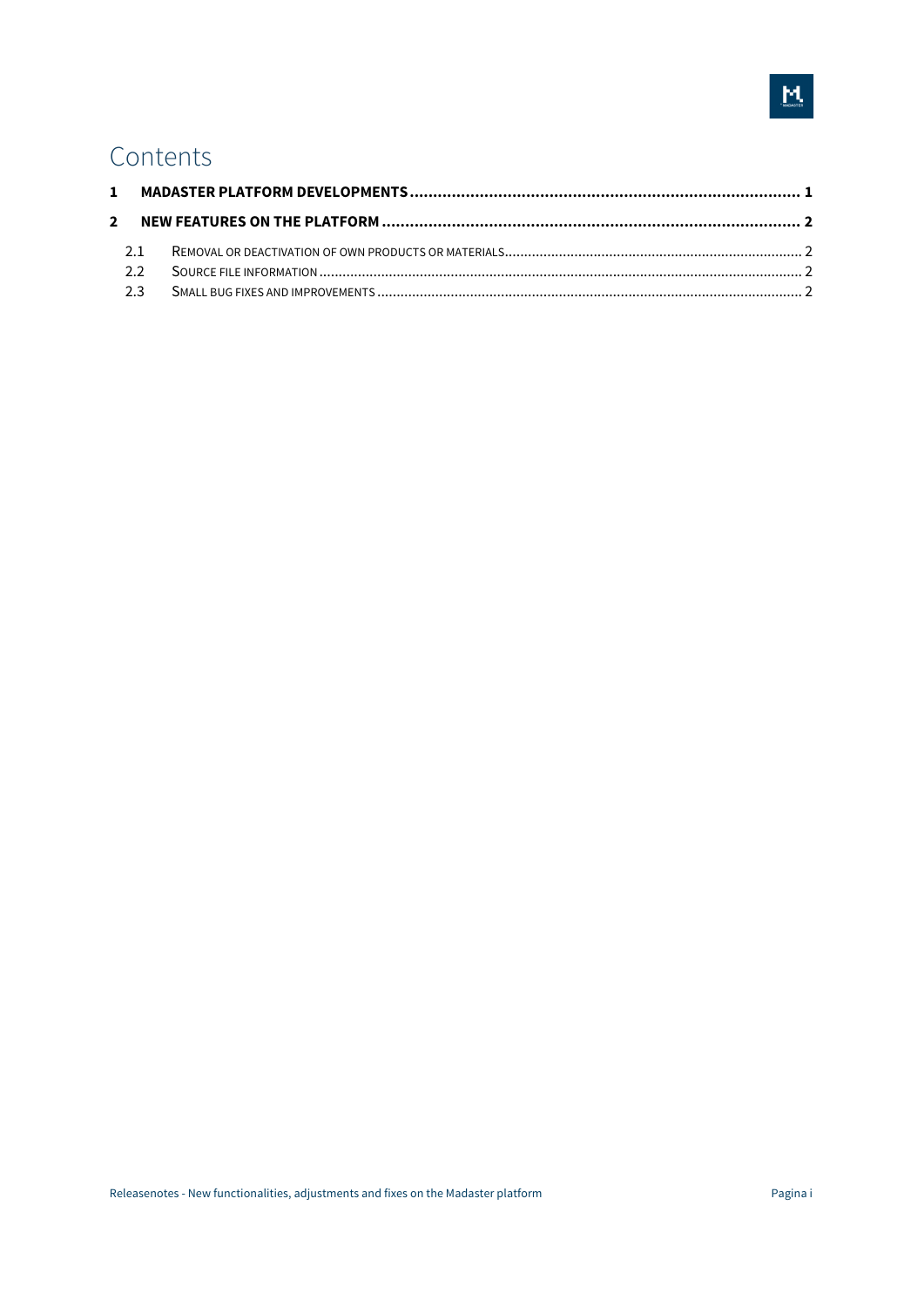# Contents

**1 MADASTER PLATFORM DEVELOPMENTS .................................................................................... 1**

**2 NEW FEATURES ON THE PLATFORM ......................................................................................... 2**

2.1 REMOVAL OR DEACTIVATION OF OWN PRODUCTS OR MATERIALS ............................................................. 2

2.2 SOURCE FILE INFORMATION ........................................................................................................... 2

2.3 SMALL BUG FIXES AND IMPROVEMENTS ............................................................................................ 2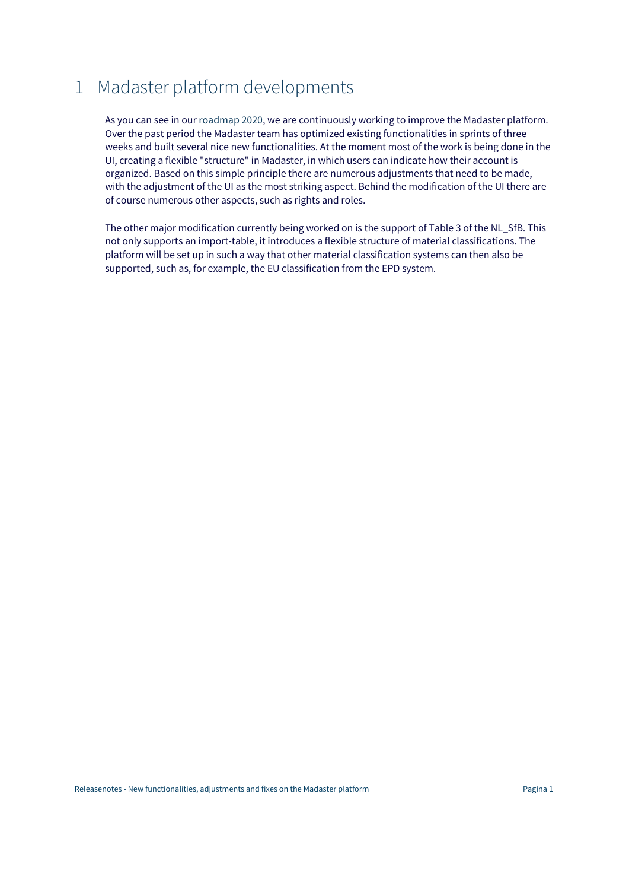# 1 Madaster platform developments

As you can see in our roadmap 2020, we are continuously working to improve the Madaster platform. Over the past period the Madaster team has optimized existing functionalities in sprints of three weeks and built several nice new functionalities. At the moment most of the work is being done in the UI, creating a flexible "structure" in Madaster, in which users can indicate how their account is organized. Based on this simple principle there are numerous adjustments that need to be made, with the adjustment of the UI as the most striking aspect. Behind the modification of the UI there are of course numerous other aspects, such as rights and roles.

The other major modification currently being worked on is the support of Table 3 of the NL_SfB. This not only supports an import-table, it introduces a flexible structure of material classifications. The platform will be set up in such a way that other material classification systems can then also be supported, such as, for example, the EU classification from the EPD system.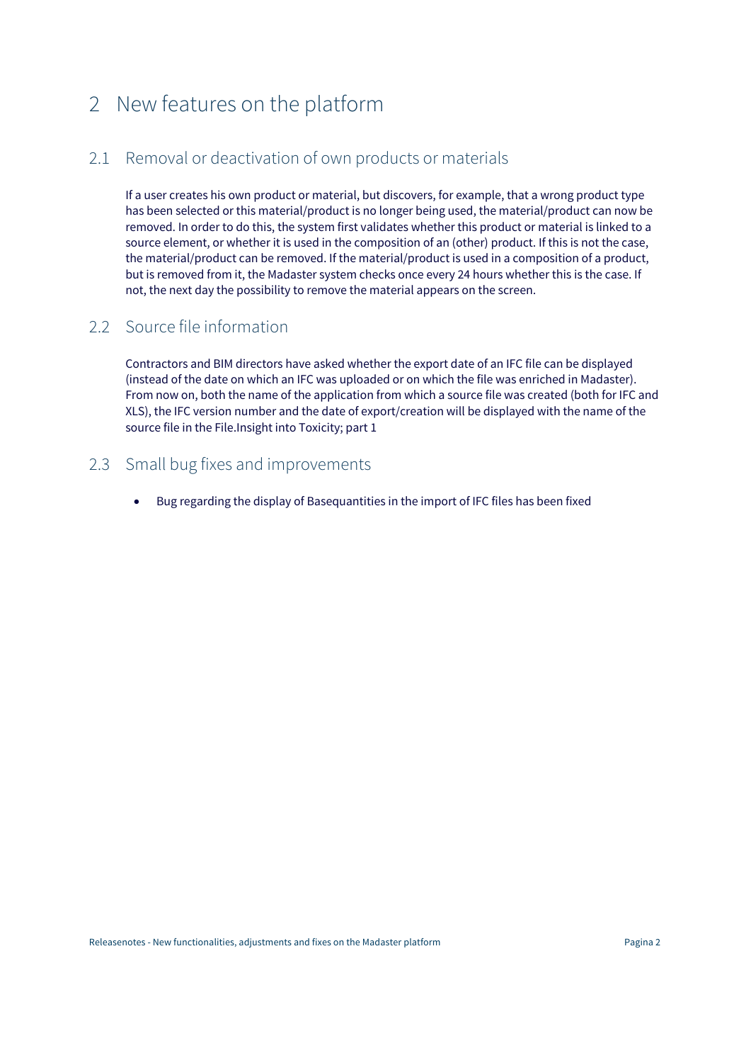# 2 New features on the platform

## 2.1 Removal or deactivation of own products or materials

If a user creates his own product or material, but discovers, for example, that a wrong product type has been selected or this material/product is no longer being used, the material/product can now be removed. In order to do this, the system first validates whether this product or material is linked to a source element, or whether it is used in the composition of an (other) product. If this is not the case, the material/product can be removed. If the material/product is used in a composition of a product, but is removed from it, the Madaster system checks once every 24 hours whether this is the case. If not, the next day the possibility to remove the material appears on the screen.

## 2.2 Source file information

Contractors and BIM directors have asked whether the export date of an IFC file can be displayed (instead of the date on which an IFC was uploaded or on which the file was enriched in Madaster). From now on, both the name of the application from which a source file was created (both for IFC and XLS), the IFC version number and the date of export/creation will be displayed with the name of the source file in the File.Insight into Toxicity; part 1

## 2.3 Small bug fixes and improvements

- Bug regarding the display of Basequantities in the import of IFC files has been fixed